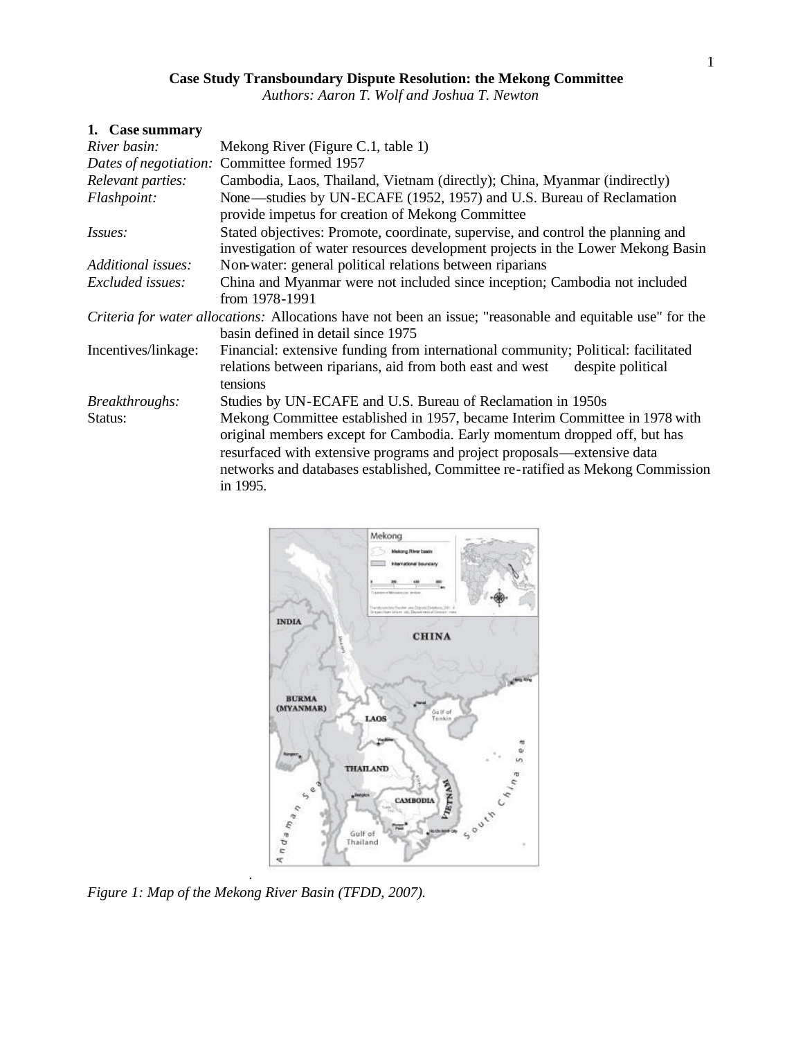**Case Study Transboundary Dispute Resolution: the Mekong Committee**

*Authors: Aaron T. Wolf and Joshua T. Newton*

## 1. Case summary

| | |
|---|---|
| *River basin:* | Mekong River (Figure C.1, table 1) |
| *Dates of negotiation:* | Committee formed 1957 |
| *Relevant parties:* | Cambodia, Laos, Thailand, Vietnam (directly); China, Myanmar (indirectly) |
| *Flashpoint:* | None—studies by UN-ECAFE (1952, 1957) and U.S. Bureau of Reclamation provide impetus for creation of Mekong Committee |
| *Issues:* | Stated objectives: Promote, coordinate, supervise, and control the planning and investigation of water resources development projects in the Lower Mekong Basin |
| *Additional issues:* | Non-water: general political relations between riparians |
| *Excluded issues:* | China and Myanmar were not included since inception; Cambodia not included from 1978-1991 |
| *Criteria for water allocations:* | Allocations have not been an issue; "reasonable and equitable use" for the basin defined in detail since 1975 |
| Incentives/linkage: | Financial: extensive funding from international community; Political: facilitated relations between riparians, aid from both east and west despite political tensions |
| *Breakthroughs:* | Studies by UN-ECAFE and U.S. Bureau of Reclamation in 1950s |
| Status: | Mekong Committee established in 1957, became Interim Committee in 1978 with original members except for Cambodia. Early momentum dropped off, but has resurfaced with extensive programs and project proposals—extensive data networks and databases established, Committee re-ratified as Mekong Commission in 1995. |

*Figure 1: Map of the Mekong River Basin (TFDD, 2007).*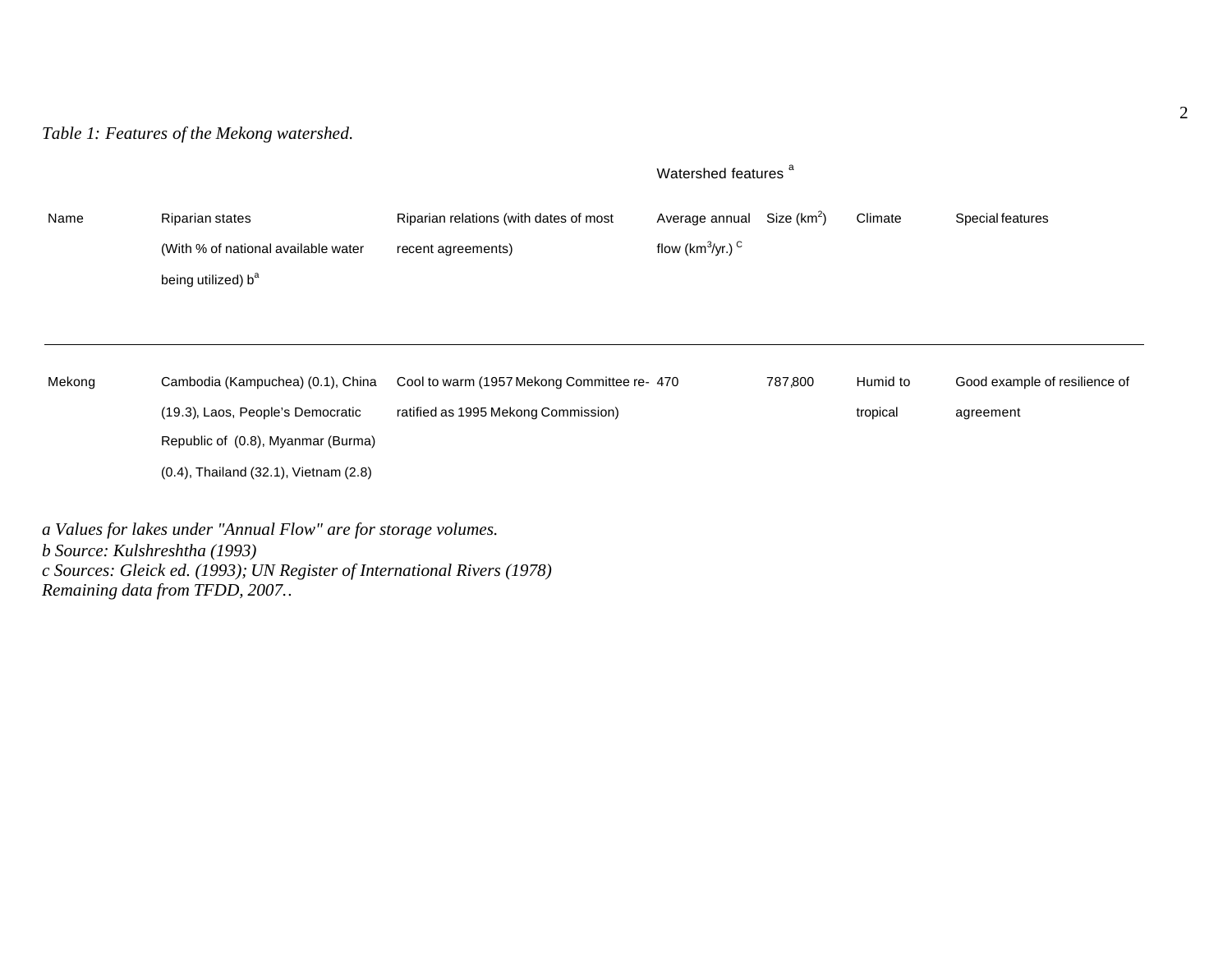*Table 1: Features of the Mekong watershed.*

| Name | Riparian states (With % of national available water being utilized) b[a] | Riparian relations (with dates of most recent agreements) | Watershed features [a] Average annual flow ($km^3$/yr.) [c] | Size ($km^2$) | Climate | Special features |
|---|---|---|---|---|---|---|
| Mekong | Cambodia (Kampuchea) (0.1), China (19.3), Laos, People's Democratic Republic of (0.8), Myanmar (Burma) (0.4), Thailand (32.1), Vietnam (2.8) | Cool to warm (1957 Mekong Committee re-ratified as 1995 Mekong Commission) | 470 | 787,800 | Humid to tropical | Good example of resilience of agreement |

*a Values for lakes under "Annual Flow" are for storage volumes.*
*b Source: Kulshreshtha (1993)*
*c Sources: Gleick ed. (1993); UN Register of International Rivers (1978)*
*Remaining data from TFDD, 2007..*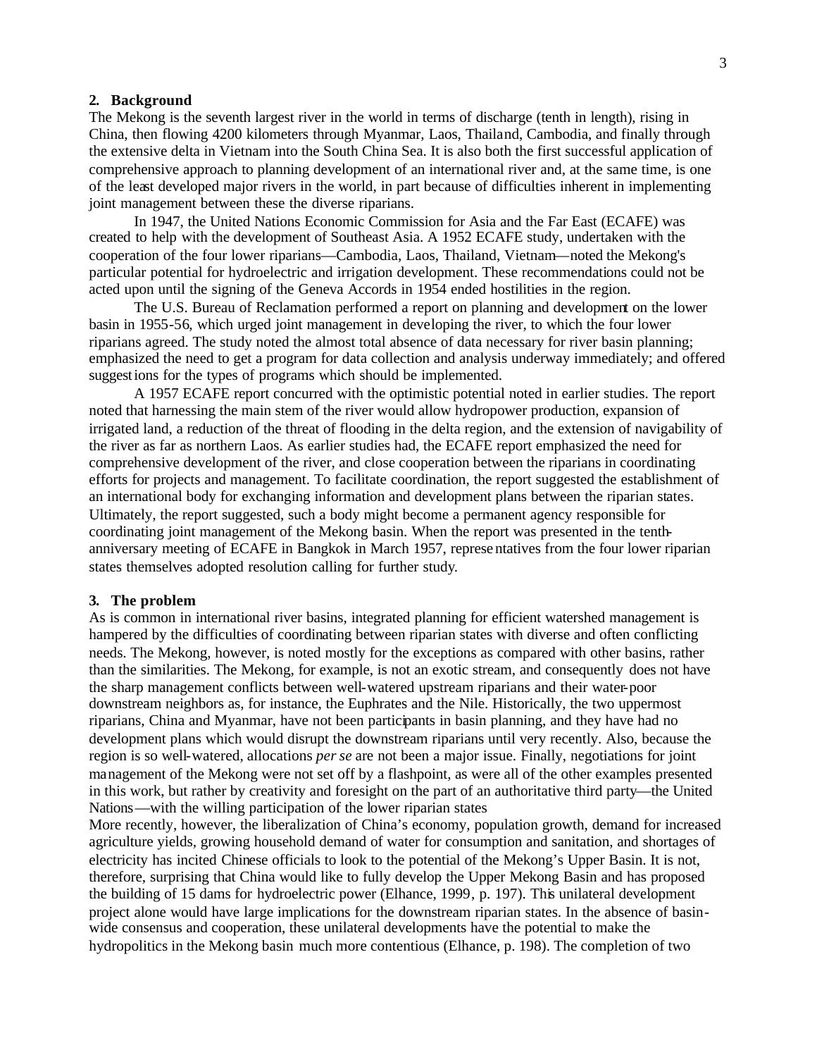## 2. Background

The Mekong is the seventh largest river in the world in terms of discharge (tenth in length), rising in China, then flowing 4200 kilometers through Myanmar, Laos, Thailand, Cambodia, and finally through the extensive delta in Vietnam into the South China Sea. It is also both the first successful application of comprehensive approach to planning development of an international river and, at the same time, is one of the least developed major rivers in the world, in part because of difficulties inherent in implementing joint management between these the diverse riparians.

In 1947, the United Nations Economic Commission for Asia and the Far East (ECAFE) was created to help with the development of Southeast Asia. A 1952 ECAFE study, undertaken with the cooperation of the four lower riparians—Cambodia, Laos, Thailand, Vietnam—noted the Mekong's particular potential for hydroelectric and irrigation development. These recommendations could not be acted upon until the signing of the Geneva Accords in 1954 ended hostilities in the region.

The U.S. Bureau of Reclamation performed a report on planning and development on the lower basin in 1955-56, which urged joint management in developing the river, to which the four lower riparians agreed. The study noted the almost total absence of data necessary for river basin planning; emphasized the need to get a program for data collection and analysis underway immediately; and offered suggestions for the types of programs which should be implemented.

A 1957 ECAFE report concurred with the optimistic potential noted in earlier studies. The report noted that harnessing the main stem of the river would allow hydropower production, expansion of irrigated land, a reduction of the threat of flooding in the delta region, and the extension of navigability of the river as far as northern Laos. As earlier studies had, the ECAFE report emphasized the need for comprehensive development of the river, and close cooperation between the riparians in coordinating efforts for projects and management. To facilitate coordination, the report suggested the establishment of an international body for exchanging information and development plans between the riparian states. Ultimately, the report suggested, such a body might become a permanent agency responsible for coordinating joint management of the Mekong basin. When the report was presented in the tenth-anniversary meeting of ECAFE in Bangkok in March 1957, representatives from the four lower riparian states themselves adopted resolution calling for further study.

## 3. The problem

As is common in international river basins, integrated planning for efficient watershed management is hampered by the difficulties of coordinating between riparian states with diverse and often conflicting needs. The Mekong, however, is noted mostly for the exceptions as compared with other basins, rather than the similarities. The Mekong, for example, is not an exotic stream, and consequently does not have the sharp management conflicts between well-watered upstream riparians and their water-poor downstream neighbors as, for instance, the Euphrates and the Nile. Historically, the two uppermost riparians, China and Myanmar, have not been participants in basin planning, and they have had no development plans which would disrupt the downstream riparians until very recently. Also, because the region is so well-watered, allocations *per se* are not been a major issue. Finally, negotiations for joint management of the Mekong were not set off by a flashpoint, as were all of the other examples presented in this work, but rather by creativity and foresight on the part of an authoritative third party—the United Nations—with the willing participation of the lower riparian states

More recently, however, the liberalization of China's economy, population growth, demand for increased agriculture yields, growing household demand of water for consumption and sanitation, and shortages of electricity has incited Chinese officials to look to the potential of the Mekong's Upper Basin. It is not, therefore, surprising that China would like to fully develop the Upper Mekong Basin and has proposed the building of 15 dams for hydroelectric power (Elhance, 1999, p. 197). This unilateral development project alone would have large implications for the downstream riparian states. In the absence of basin-wide consensus and cooperation, these unilateral developments have the potential to make the hydropolitics in the Mekong basin much more contentious (Elhance, p. 198). The completion of two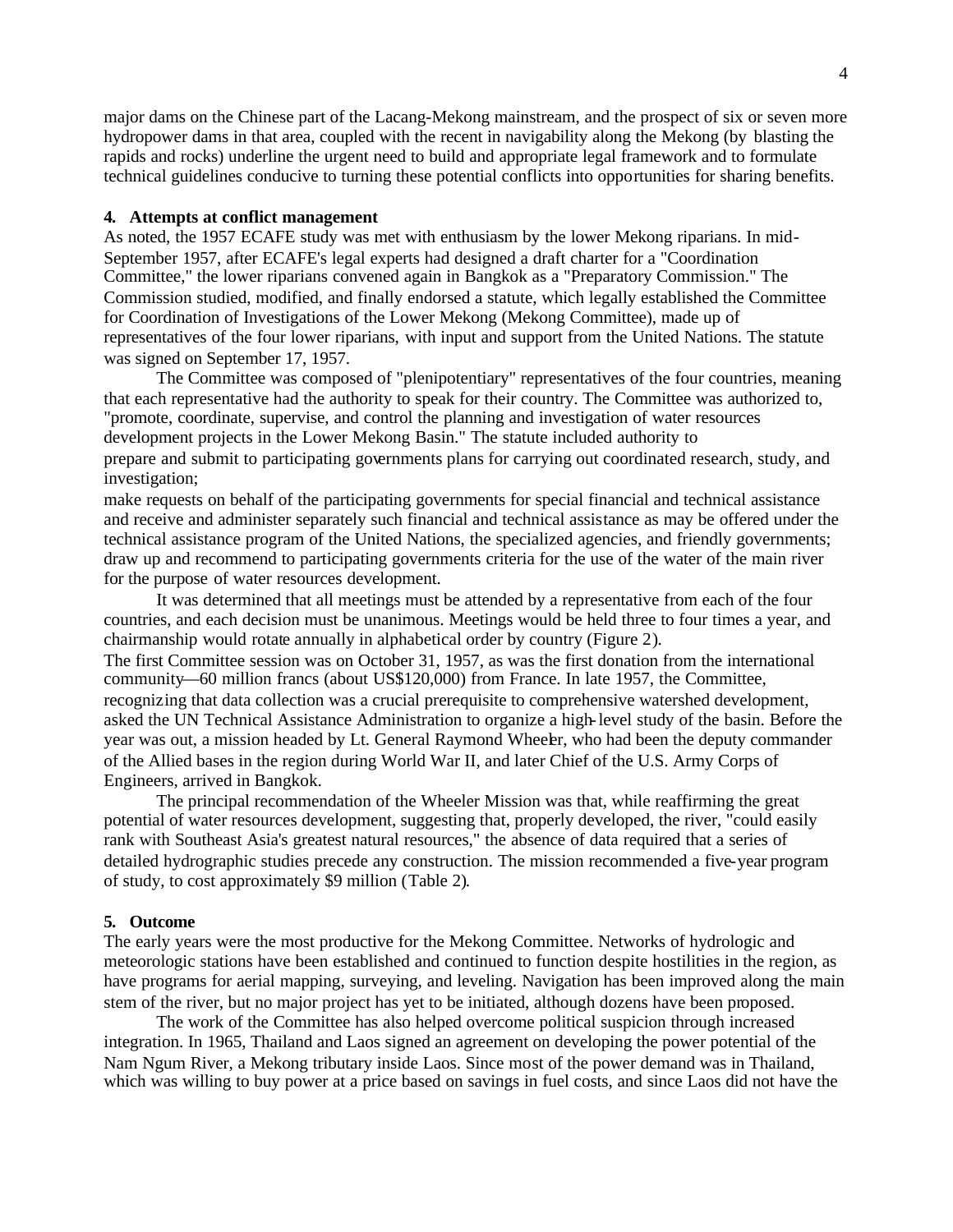major dams on the Chinese part of the Lacang-Mekong mainstream, and the prospect of six or seven more hydropower dams in that area, coupled with the recent in navigability along the Mekong (by blasting the rapids and rocks) underline the urgent need to build and appropriate legal framework and to formulate technical guidelines conducive to turning these potential conflicts into opportunities for sharing benefits.

## 4. Attempts at conflict management

As noted, the 1957 ECAFE study was met with enthusiasm by the lower Mekong riparians. In mid-September 1957, after ECAFE's legal experts had designed a draft charter for a "Coordination Committee," the lower riparians convened again in Bangkok as a "Preparatory Commission." The Commission studied, modified, and finally endorsed a statute, which legally established the Committee for Coordination of Investigations of the Lower Mekong (Mekong Committee), made up of representatives of the four lower riparians, with input and support from the United Nations. The statute was signed on September 17, 1957.

The Committee was composed of "plenipotentiary" representatives of the four countries, meaning that each representative had the authority to speak for their country. The Committee was authorized to, "promote, coordinate, supervise, and control the planning and investigation of water resources development projects in the Lower Mekong Basin." The statute included authority to

prepare and submit to participating governments plans for carrying out coordinated research, study, and investigation;

make requests on behalf of the participating governments for special financial and technical assistance and receive and administer separately such financial and technical assistance as may be offered under the technical assistance program of the United Nations, the specialized agencies, and friendly governments; draw up and recommend to participating governments criteria for the use of the water of the main river for the purpose of water resources development.

It was determined that all meetings must be attended by a representative from each of the four countries, and each decision must be unanimous. Meetings would be held three to four times a year, and chairmanship would rotate annually in alphabetical order by country (Figure 2).

The first Committee session was on October 31, 1957, as was the first donation from the international community—60 million francs (about US$120,000) from France. In late 1957, the Committee, recognizing that data collection was a crucial prerequisite to comprehensive watershed development, asked the UN Technical Assistance Administration to organize a high-level study of the basin. Before the year was out, a mission headed by Lt. General Raymond Wheeler, who had been the deputy commander of the Allied bases in the region during World War II, and later Chief of the U.S. Army Corps of Engineers, arrived in Bangkok.

The principal recommendation of the Wheeler Mission was that, while reaffirming the great potential of water resources development, suggesting that, properly developed, the river, "could easily rank with Southeast Asia's greatest natural resources," the absence of data required that a series of detailed hydrographic studies precede any construction. The mission recommended a five-year program of study, to cost approximately $9 million (Table 2).

## 5. Outcome

The early years were the most productive for the Mekong Committee. Networks of hydrologic and meteorologic stations have been established and continued to function despite hostilities in the region, as have programs for aerial mapping, surveying, and leveling. Navigation has been improved along the main stem of the river, but no major project has yet to be initiated, although dozens have been proposed.

The work of the Committee has also helped overcome political suspicion through increased integration. In 1965, Thailand and Laos signed an agreement on developing the power potential of the Nam Ngum River, a Mekong tributary inside Laos. Since most of the power demand was in Thailand, which was willing to buy power at a price based on savings in fuel costs, and since Laos did not have the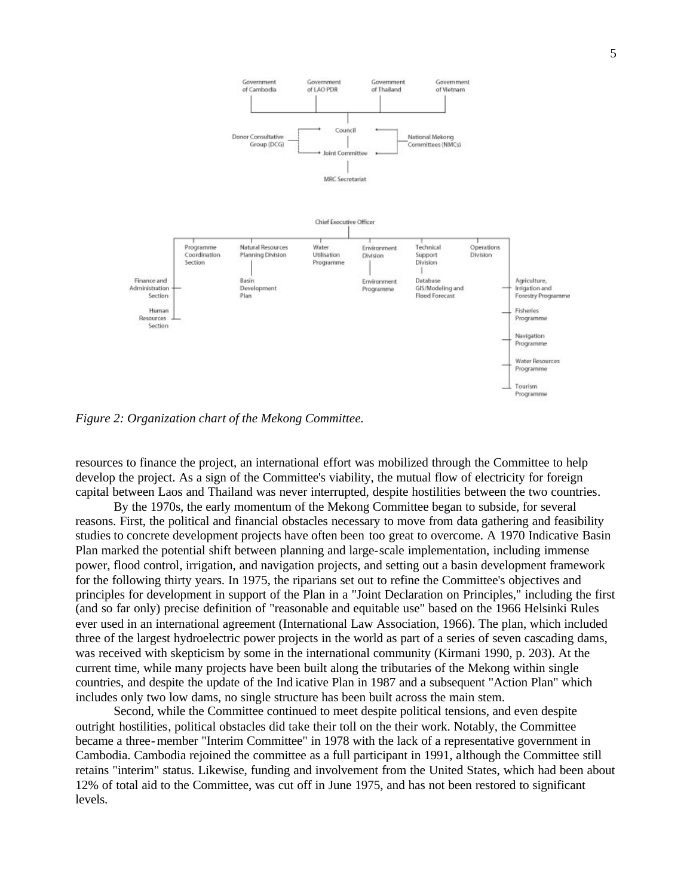*Figure 2: Organization chart of the Mekong Committee.*

resources to finance the project, an international effort was mobilized through the Committee to help develop the project. As a sign of the Committee's viability, the mutual flow of electricity for foreign capital between Laos and Thailand was never interrupted, despite hostilities between the two countries.

By the 1970s, the early momentum of the Mekong Committee began to subside, for several reasons. First, the political and financial obstacles necessary to move from data gathering and feasibility studies to concrete development projects have often been too great to overcome. A 1970 Indicative Basin Plan marked the potential shift between planning and large-scale implementation, including immense power, flood control, irrigation, and navigation projects, and setting out a basin development framework for the following thirty years. In 1975, the riparians set out to refine the Committee's objectives and principles for development in support of the Plan in a "Joint Declaration on Principles," including the first (and so far only) precise definition of "reasonable and equitable use" based on the 1966 Helsinki Rules ever used in an international agreement (International Law Association, 1966). The plan, which included three of the largest hydroelectric power projects in the world as part of a series of seven cascading dams, was received with skepticism by some in the international community (Kirmani 1990, p. 203). At the current time, while many projects have been built along the tributaries of the Mekong within single countries, and despite the update of the Indicative Plan in 1987 and a subsequent "Action Plan" which includes only two low dams, no single structure has been built across the main stem.

Second, while the Committee continued to meet despite political tensions, and even despite outright hostilities, political obstacles did take their toll on the their work. Notably, the Committee became a three-member "Interim Committee" in 1978 with the lack of a representative government in Cambodia. Cambodia rejoined the committee as a full participant in 1991, although the Committee still retains "interim" status. Likewise, funding and involvement from the United States, which had been about 12% of total aid to the Committee, was cut off in June 1975, and has not been restored to significant levels.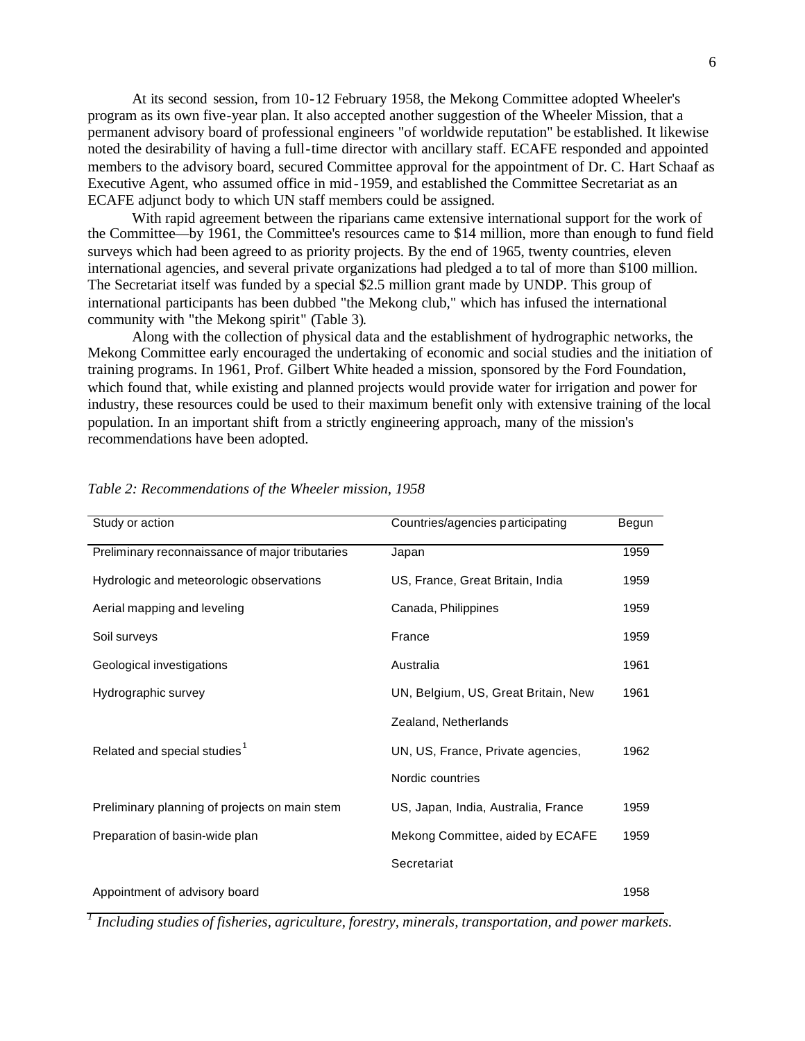At its second session, from 10-12 February 1958, the Mekong Committee adopted Wheeler's program as its own five-year plan. It also accepted another suggestion of the Wheeler Mission, that a permanent advisory board of professional engineers "of worldwide reputation" be established. It likewise noted the desirability of having a full-time director with ancillary staff. ECAFE responded and appointed members to the advisory board, secured Committee approval for the appointment of Dr. C. Hart Schaaf as Executive Agent, who assumed office in mid-1959, and established the Committee Secretariat as an ECAFE adjunct body to which UN staff members could be assigned.

With rapid agreement between the riparians came extensive international support for the work of the Committee—by 1961, the Committee's resources came to $14 million, more than enough to fund field surveys which had been agreed to as priority projects. By the end of 1965, twenty countries, eleven international agencies, and several private organizations had pledged a total of more than $100 million. The Secretariat itself was funded by a special $2.5 million grant made by UNDP. This group of international participants has been dubbed "the Mekong club," which has infused the international community with "the Mekong spirit" (Table 3).

Along with the collection of physical data and the establishment of hydrographic networks, the Mekong Committee early encouraged the undertaking of economic and social studies and the initiation of training programs. In 1961, Prof. Gilbert White headed a mission, sponsored by the Ford Foundation, which found that, while existing and planned projects would provide water for irrigation and power for industry, these resources could be used to their maximum benefit only with extensive training of the local population. In an important shift from a strictly engineering approach, many of the mission's recommendations have been adopted.

*Table 2: Recommendations of the Wheeler mission, 1958*

| Study or action | Countries/agencies participating | Begun |
|---|---|---|
| Preliminary reconnaissance of major tributaries | Japan | 1959 |
| Hydrologic and meteorologic observations | US, France, Great Britain, India | 1959 |
| Aerial mapping and leveling | Canada, Philippines | 1959 |
| Soil surveys | France | 1959 |
| Geological investigations | Australia | 1961 |
| Hydrographic survey | UN, Belgium, US, Great Britain, New Zealand, Netherlands | 1961 |
| Related and special studies[1] | UN, US, France, Private agencies, Nordic countries | 1962 |
| Preliminary planning of projects on main stem | US, Japan, India, Australia, France | 1959 |
| Preparation of basin-wide plan | Mekong Committee, aided by ECAFE Secretariat | 1959 |
| Appointment of advisory board | | 1958 |

*[1] Including studies of fisheries, agriculture, forestry, minerals, transportation, and power markets.*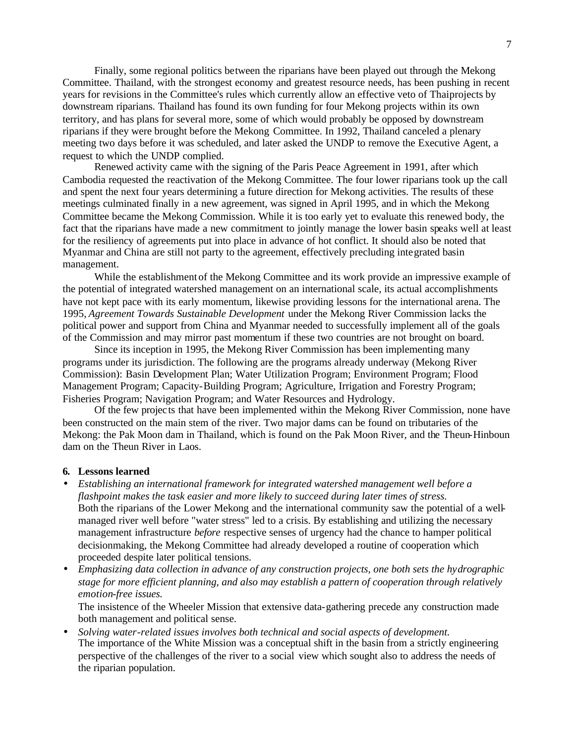Finally, some regional politics between the riparians have been played out through the Mekong Committee. Thailand, with the strongest economy and greatest resource needs, has been pushing in recent years for revisions in the Committee's rules which currently allow an effective veto of Thaiprojects by downstream riparians. Thailand has found its own funding for four Mekong projects within its own territory, and has plans for several more, some of which would probably be opposed by downstream riparians if they were brought before the Mekong Committee. In 1992, Thailand canceled a plenary meeting two days before it was scheduled, and later asked the UNDP to remove the Executive Agent, a request to which the UNDP complied.

Renewed activity came with the signing of the Paris Peace Agreement in 1991, after which Cambodia requested the reactivation of the Mekong Committee. The four lower riparians took up the call and spent the next four years determining a future direction for Mekong activities. The results of these meetings culminated finally in a new agreement, was signed in April 1995, and in which the Mekong Committee became the Mekong Commission. While it is too early yet to evaluate this renewed body, the fact that the riparians have made a new commitment to jointly manage the lower basin speaks well at least for the resiliency of agreements put into place in advance of hot conflict. It should also be noted that Myanmar and China are still not party to the agreement, effectively precluding integrated basin management.

While the establishment of the Mekong Committee and its work provide an impressive example of the potential of integrated watershed management on an international scale, its actual accomplishments have not kept pace with its early momentum, likewise providing lessons for the international arena. The 1995, *Agreement Towards Sustainable Development* under the Mekong River Commission lacks the political power and support from China and Myanmar needed to successfully implement all of the goals of the Commission and may mirror past momentum if these two countries are not brought on board.

Since its inception in 1995, the Mekong River Commission has been implementing many programs under its jurisdiction. The following are the programs already underway (Mekong River Commission): Basin Development Plan; Water Utilization Program; Environment Program; Flood Management Program; Capacity-Building Program; Agriculture, Irrigation and Forestry Program; Fisheries Program; Navigation Program; and Water Resources and Hydrology.

Of the few projects that have been implemented within the Mekong River Commission, none have been constructed on the main stem of the river. Two major dams can be found on tributaries of the Mekong: the Pak Moon dam in Thailand, which is found on the Pak Moon River, and the Theun-Hinboun dam on the Theun River in Laos.

**6. Lessons learned**

- *Establishing an international framework for integrated watershed management well before a flashpoint makes the task easier and more likely to succeed during later times of stress.*
  Both the riparians of the Lower Mekong and the international community saw the potential of a well-managed river well before "water stress" led to a crisis. By establishing and utilizing the necessary management infrastructure *before* respective senses of urgency had the chance to hamper political decisionmaking, the Mekong Committee had already developed a routine of cooperation which proceeded despite later political tensions.
- *Emphasizing data collection in advance of any construction projects, one both sets the hydrographic stage for more efficient planning, and also may establish a pattern of cooperation through relatively emotion-free issues.*
  The insistence of the Wheeler Mission that extensive data-gathering precede any construction made both management and political sense.
- *Solving water-related issues involves both technical and social aspects of development.*
  The importance of the White Mission was a conceptual shift in the basin from a strictly engineering perspective of the challenges of the river to a social view which sought also to address the needs of the riparian population.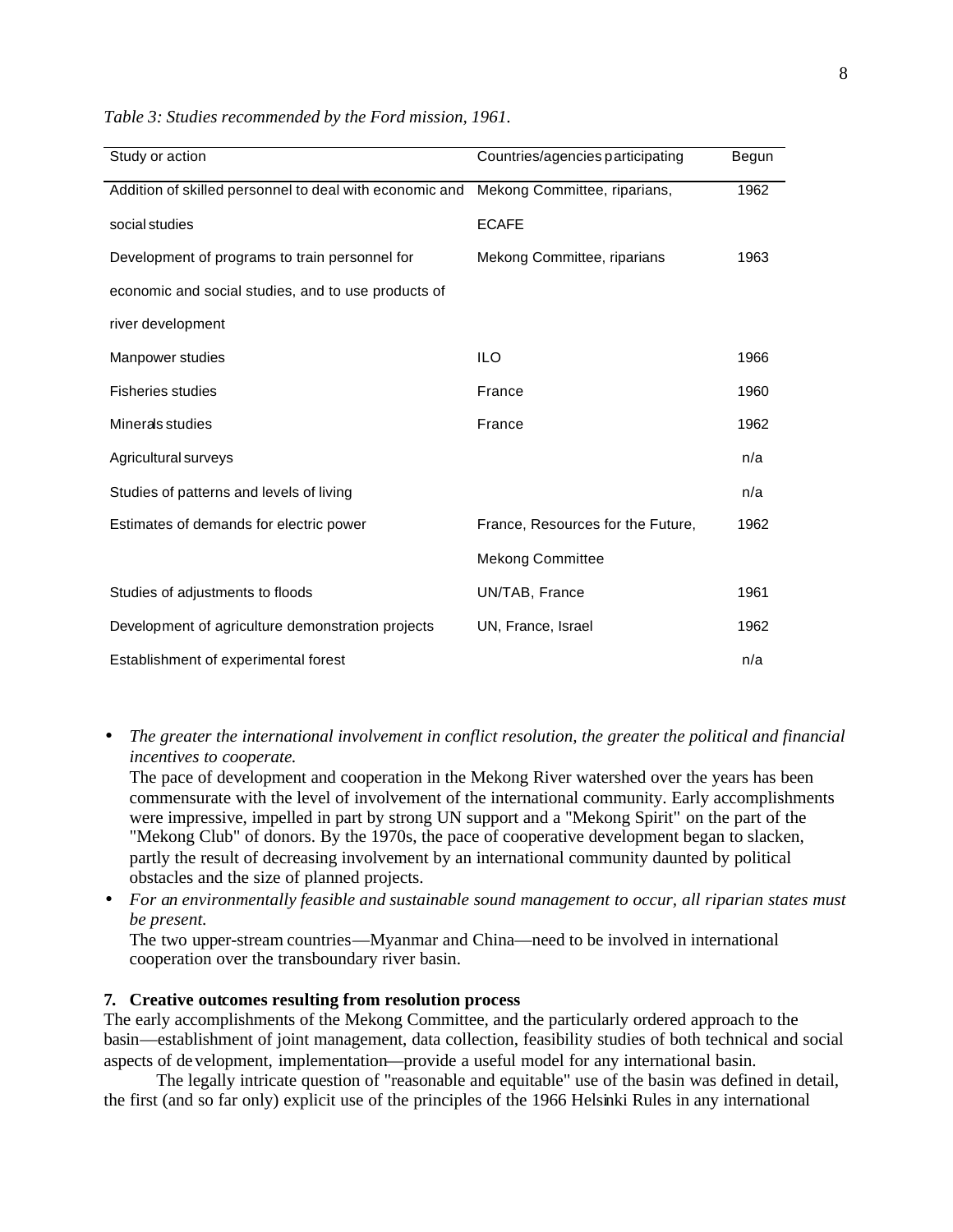*Table 3: Studies recommended by the Ford mission, 1961.*

| Study or action | Countries/agencies participating | Begun |
|---|---|---|
| Addition of skilled personnel to deal with economic and social studies | Mekong Committee, riparians, ECAFE | 1962 |
| Development of programs to train personnel for economic and social studies, and to use products of river development | Mekong Committee, riparians | 1963 |
| Manpower studies | ILO | 1966 |
| Fisheries studies | France | 1960 |
| Minerals studies | France | 1962 |
| Agricultural surveys | | n/a |
| Studies of patterns and levels of living | | n/a |
| Estimates of demands for electric power | France, Resources for the Future, Mekong Committee | 1962 |
| Studies of adjustments to floods | UN/TAB, France | 1961 |
| Development of agriculture demonstration projects | UN, France, Israel | 1962 |
| Establishment of experimental forest | | n/a |

- *The greater the international involvement in conflict resolution, the greater the political and financial incentives to cooperate.*
  The pace of development and cooperation in the Mekong River watershed over the years has been commensurate with the level of involvement of the international community. Early accomplishments were impressive, impelled in part by strong UN support and a "Mekong Spirit" on the part of the "Mekong Club" of donors. By the 1970s, the pace of cooperative development began to slacken, partly the result of decreasing involvement by an international community daunted by political obstacles and the size of planned projects.
- *For an environmentally feasible and sustainable sound management to occur, all riparian states must be present.*
  The two upper-stream countries—Myanmar and China—need to be involved in international cooperation over the transboundary river basin.

**7. Creative outcomes resulting from resolution process**

The early accomplishments of the Mekong Committee, and the particularly ordered approach to the basin—establishment of joint management, data collection, feasibility studies of both technical and social aspects of development, implementation—provide a useful model for any international basin.

The legally intricate question of "reasonable and equitable" use of the basin was defined in detail, the first (and so far only) explicit use of the principles of the 1966 Helsinki Rules in any international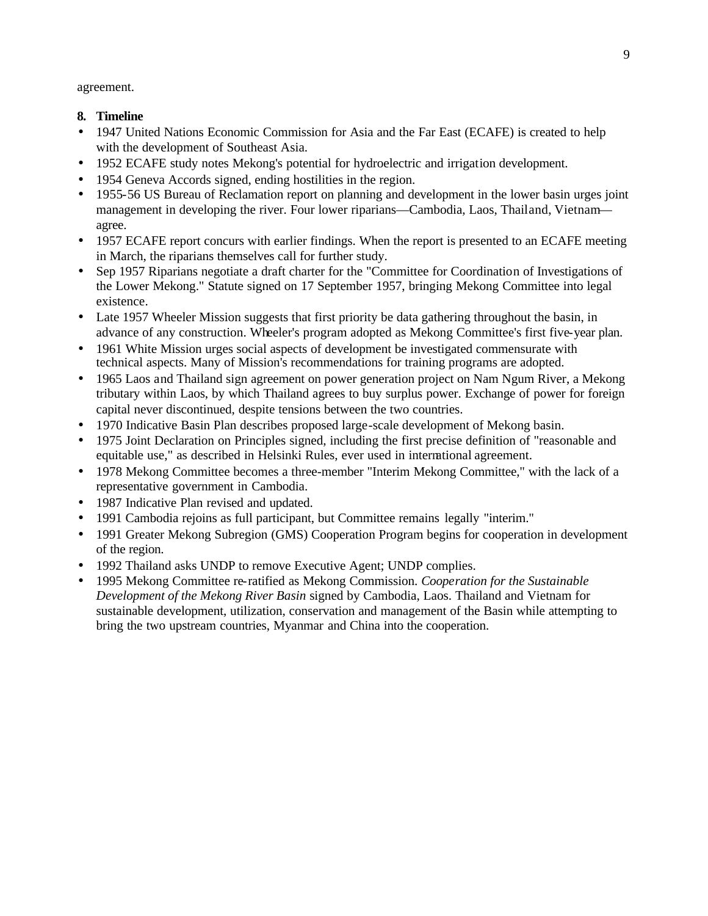agreement.

**8. Timeline**

- 1947 United Nations Economic Commission for Asia and the Far East (ECAFE) is created to help with the development of Southeast Asia.
- 1952 ECAFE study notes Mekong's potential for hydroelectric and irrigation development.
- 1954 Geneva Accords signed, ending hostilities in the region.
- 1955-56 US Bureau of Reclamation report on planning and development in the lower basin urges joint management in developing the river. Four lower riparians—Cambodia, Laos, Thailand, Vietnam—agree.
- 1957 ECAFE report concurs with earlier findings. When the report is presented to an ECAFE meeting in March, the riparians themselves call for further study.
- Sep 1957 Riparians negotiate a draft charter for the "Committee for Coordination of Investigations of the Lower Mekong." Statute signed on 17 September 1957, bringing Mekong Committee into legal existence.
- Late 1957 Wheeler Mission suggests that first priority be data gathering throughout the basin, in advance of any construction. Wheeler's program adopted as Mekong Committee's first five-year plan.
- 1961 White Mission urges social aspects of development be investigated commensurate with technical aspects. Many of Mission's recommendations for training programs are adopted.
- 1965 Laos and Thailand sign agreement on power generation project on Nam Ngum River, a Mekong tributary within Laos, by which Thailand agrees to buy surplus power. Exchange of power for foreign capital never discontinued, despite tensions between the two countries.
- 1970 Indicative Basin Plan describes proposed large-scale development of Mekong basin.
- 1975 Joint Declaration on Principles signed, including the first precise definition of "reasonable and equitable use," as described in Helsinki Rules, ever used in international agreement.
- 1978 Mekong Committee becomes a three-member "Interim Mekong Committee," with the lack of a representative government in Cambodia.
- 1987 Indicative Plan revised and updated.
- 1991 Cambodia rejoins as full participant, but Committee remains legally "interim."
- 1991 Greater Mekong Subregion (GMS) Cooperation Program begins for cooperation in development of the region.
- 1992 Thailand asks UNDP to remove Executive Agent; UNDP complies.
- 1995 Mekong Committee re-ratified as Mekong Commission. *Cooperation for the Sustainable Development of the Mekong River Basin* signed by Cambodia, Laos. Thailand and Vietnam for sustainable development, utilization, conservation and management of the Basin while attempting to bring the two upstream countries, Myanmar and China into the cooperation.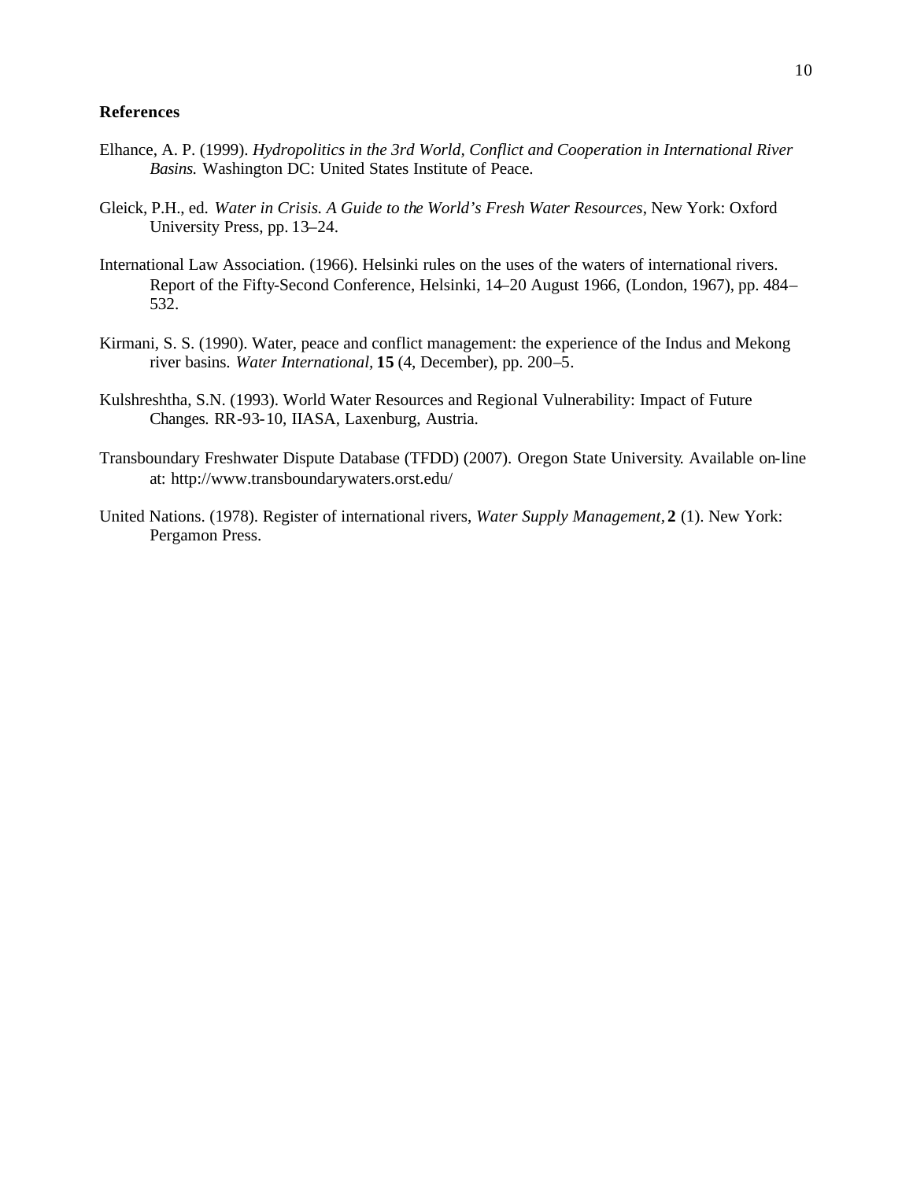## References

Elhance, A. P. (1999). *Hydropolitics in the 3rd World, Conflict and Cooperation in International River Basins.* Washington DC: United States Institute of Peace.

Gleick, P.H., ed. *Water in Crisis. A Guide to the World's Fresh Water Resources*, New York: Oxford University Press, pp. 13–24.

International Law Association. (1966). Helsinki rules on the uses of the waters of international rivers. Report of the Fifty-Second Conference, Helsinki, 14–20 August 1966, (London, 1967), pp. 484–532.

Kirmani, S. S. (1990). Water, peace and conflict management: the experience of the Indus and Mekong river basins. *Water International*, **15** (4, December), pp. 200–5.

Kulshreshtha, S.N. (1993). World Water Resources and Regional Vulnerability: Impact of Future Changes. RR-93-10, IIASA, Laxenburg, Austria.

Transboundary Freshwater Dispute Database (TFDD) (2007). Oregon State University. Available on-line at: http://www.transboundarywaters.orst.edu/

United Nations. (1978). Register of international rivers, *Water Supply Management*, **2** (1). New York: Pergamon Press.